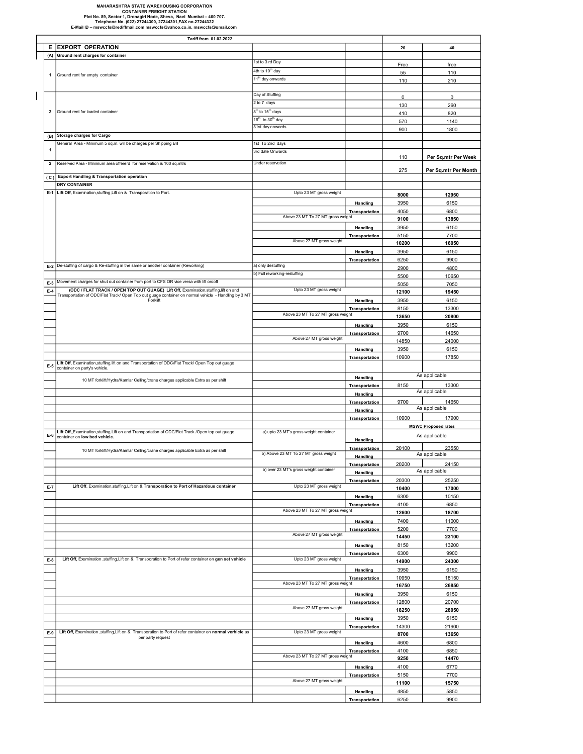**MAHARASHTRA STATE WAREHOUSING CORPORATION**
**CONTAINER FREIGHT STATION**
**Plot No. 89, Sector 1, Dronagiri Node, Sheva, Navi Mumbai – 400 707.**
**Telephone No. (022) 27244300, 27244301,FAX no.27244322**
**E-Mail ID – mswccfs@rediffmail.com mswccfs@yahoo.co.in, mswccfs@gmail.com**

**Tariff from 01.02.2022**

| | | | | 20 | 40 |
|---|---|---|---|---|---|
| **E** | **EXPORT OPERATION** | | | | |
| **(A)** | **Ground rent charges for container** | | | | |
| 1 | Ground rent for empty container | 1st to 3 rd Day | | Free | free |
| | | 4th to 10th day | | 55 | 110 |
| | | 11th day onwards | | 110 | 210 |
| 2 | Ground rent for loaded container | Day of Stuffing | | 0 | 0 |
| | | 2 to 7 days | | 130 | 260 |
| | | 8th to 15th days | | 410 | 820 |
| | | 16th to 30th day | | 570 | 1140 |
| | | 31st day onwards | | 900 | 1800 |
| **(B)** | **Storage charges for Cargo** | | | | |
| 1 | General Area - Minimum 5 sq.m. will be charges per Shipping Bill | 1st To 2nd days | | | |
| | | 3rd date Onwards | | 110 | **Per Sq.mtr Per Week** |
| 2 | Reserved Area - Minimum area offererd for reservation is 100 sq.mtrs | Under reservation | | 275 | **Per Sq.mtr Per Month** |
| **( C )** | **Export Handling & Transportation operation** | | | | |
| | **DRY CONTAINER** | | | | |
| **E-1** | **Lift Off,** Examination,stuffing,Lift on & Transporation to Port. | Upto 23 MT gross weight | | **8000** | **12950** |
| | | | **Handling** | 3950 | 6150 |
| | | | **Transportation** | 4050 | 6800 |
| | | Above 23 MT To 27 MT gross weight | | **9100** | **13850** |
| | | | **Handling** | 3950 | 6150 |
| | | | **Transportation** | 5150 | 7700 |
| | | Above 27 MT gross weight | | **10200** | **16050** |
| | | | **Handling** | 3950 | 6150 |
| | | | **Transportation** | 6250 | 9900 |
| **E-2** | De-stuffing of cargo & Re-stuffing in the same or another container (Reworking) | a) only destuffing | | 2900 | 4800 |
| | | b) Full reworking-restuffing | | 5500 | 10650 |
| **E-3** | Movement charges for shut out container from port to CFS OR vice versa with lift on/off | | | 5050 | 7050 |
| **E-4** | **(ODC / FLAT TRACK / OPEN TOP OUT GUAGE) Lift Off,** Examination,stuffing,lift on and Transportation of ODC/Flat Track/ Open Top out guage container on normal vehicle - Handling by 3 MT Forklift | Upto 23 MT gross weight | | **12100** | **19450** |
| | | | **Handling** | 3950 | 6150 |
| | | | **Transportation** | 8150 | 13300 |
| | | Above 23 MT To 27 MT gross weight | | **13650** | **20800** |
| | | | **Handling** | 3950 | 6150 |
| | | | **Transportation** | 9700 | 14650 |
| | | Above 27 MT gross weight | | 14850 | 24000 |
| | | | **Handling** | 3950 | 6150 |
| | | | **Transportation** | 10900 | 17850 |
| **E-5** | **Lift Off,** Examination,stuffing,lift on and Transportation of ODC/Flat Track/ Open Top out guage container on party's vehicle. | | | | |
| | 10 MT forklift/Hydra/Kamlar Celling/crane charges applicable Extra as per shift | | **Handling** | As applicable | |
| | | | **Transportation** | 8150 | 13300 |
| | | | **Handling** | As applicable | |
| | | | **Transportation** | 9700 | 14650 |
| | | | **Handling** | As applicable | |
| | | | **Transportation** | 10900 | 17900 |
| | | | | **MSWC Proposed rates** | |
| **E-6** | **Lift Off,**,Examination,stuffing,Lift on and Transportation of ODC/Flat Track /Open top out guage container on **low bed vehicle.** | a) upto 23 MT's gross weight container | **Handling** | As applicable | |
| | 10 MT forklift/Hydra/Kamlar Celling/crane charges applicable Extra as per shift | | **Transportation** | 20100 | 23550 |
| | | b) Above 23 MT To 27 MT gross weight | **Handling** | As applicable | |
| | | | **Transportation** | 20200 | 24150 |
| | | b) over 23 MT's gross weight container | **Handling** | As applicable | |
| | | | **Transportation** | 20300 | 25250 |
| **E-7** | **Lift Off**, Examination,stuffing,Lift on & **Transporation to Port of Hazardous container** | Upto 23 MT gross weight | | **10400** | **17000** |
| | | | **Handling** | 6300 | 10150 |
| | | | **Transportation** | 4100 | 6850 |
| | | Above 23 MT To 27 MT gross weight | | **12600** | **18700** |
| | | | **Handling** | 7400 | 11000 |
| | | | **Transportation** | 5200 | 7700 |
| | | Above 27 MT gross weight | | **14450** | **23100** |
| | | | **Handling** | 8150 | 13200 |
| | | | **Transportation** | 6300 | 9900 |
| **E-8** | **Lift Off,** Examination ,stuffing,Lift on & Transporation to Port of refer container on **gen set vehicle** | Upto 23 MT gross weight | | **14900** | **24300** |
| | | | **Handling** | 3950 | 6150 |
| | | | **Transportation** | 10950 | 18150 |
| | | Above 23 MT To 27 MT gross weight | | **16750** | **26850** |
| | | | **Handling** | 3950 | 6150 |
| | | | **Transportation** | 12800 | 20700 |
| | | Above 27 MT gross weight | | **18250** | **28050** |
| | | | **Handling** | 3950 | 6150 |
| | | | **Transportation** | 14300 | 21900 |
| **E-9** | **Lift Off,** Examination ,stuffing,Lift on & Transporation to Port of refer container on **normal verhicle** as per party request | Upto 23 MT gross weight | | **8700** | **13650** |
| | | | **Handling** | 4600 | 6800 |
| | | | **Transportation** | 4100 | 6850 |
| | | Above 23 MT To 27 MT gross weight | | **9250** | **14470** |
| | | | **Handling** | 4100 | 6770 |
| | | | **Transportation** | 5150 | 7700 |
| | | Above 27 MT gross weight | | **11100** | **15750** |
| | | | **Handling** | 4850 | 5850 |
| | | | **Transportation** | 6250 | 9900 |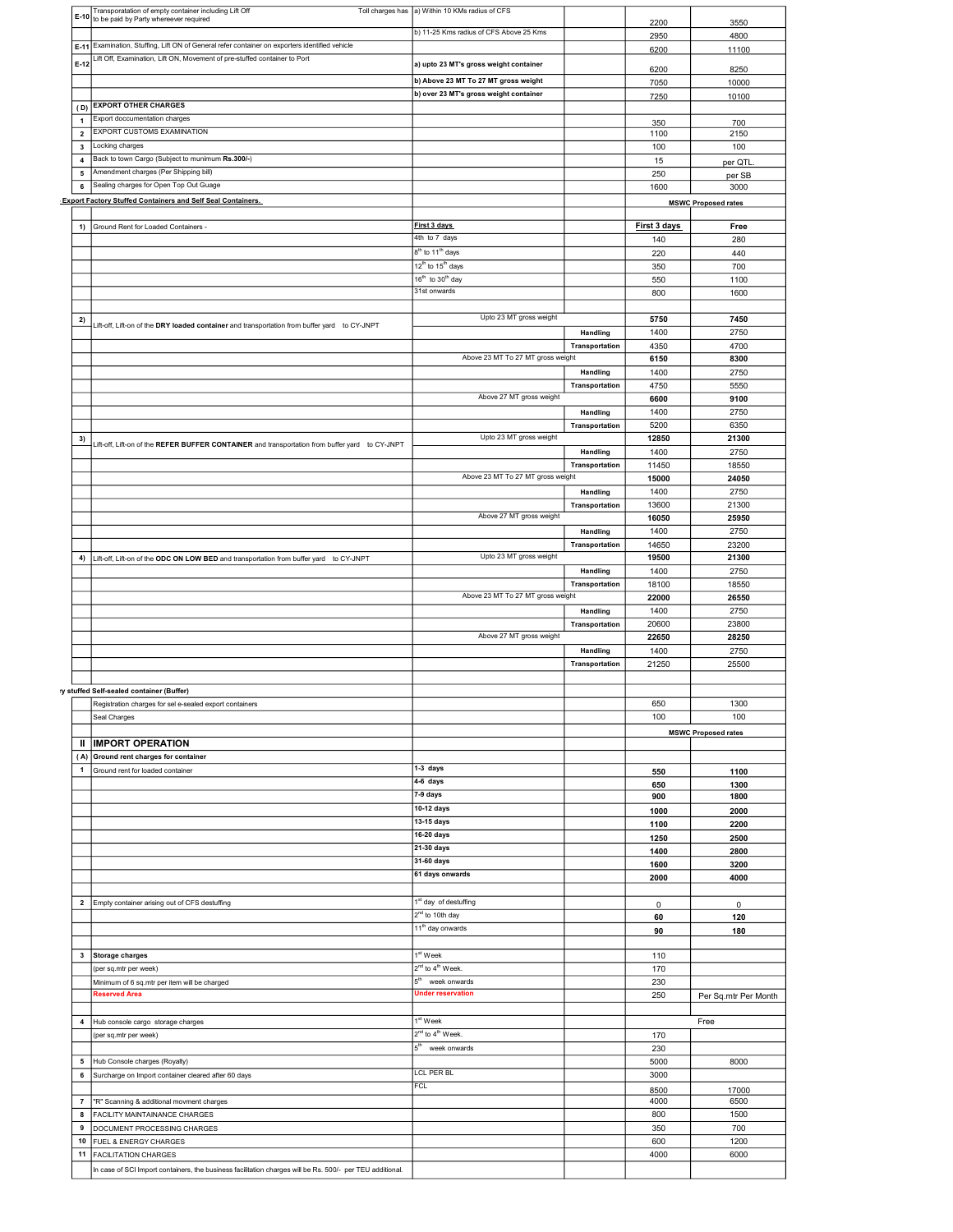| | | | | | |
|---|---|---|---|---|---|
| E-10 | Transporatation of empty container including Lift Off to be paid by Party whereever required Toll charges has | a) Within 10 KMs radius of CFS | | 2200 | 3550 |
| | | b) 11-25 Kms radius of CFS Above 25 Kms | | 2950 | 4800 |
| E-11 | Examination, Stuffing, Lift ON of General refer container on exporters identified vehicle | | | 6200 | 11100 |
| E-12 | Lift Off, Examination, Lift ON, Movement of pre-stuffed container to Port | **a) upto 23 MT's gross weight container** | | 6200 | 8250 |
| | | **b) Above 23 MT To 27 MT gross weight** | | 7050 | 10000 |
| | | **b) over 23 MT's gross weight container** | | 7250 | 10100 |
| (D) | **EXPORT OTHER CHARGES** | | | | |
| 1 | Export doccumentation charges | | | 350 | 700 |
| 2 | EXPORT CUSTOMS EXAMINATION | | | 1100 | 2150 |
| 3 | Locking charges | | | 100 | 100 |
| 4 | Back to town Cargo (Subject to munimum **Rs.300/-**) | | | 15 | per QTL. |
| 5 | Amendment charges (Per Shipping bill) | | | 250 | per SB |
| 6 | Sealing charges for Open Top Out Guage | | | 1600 | 3000 |
| **Export Factory Stuffed Containers and Self Seal Containers.** | | | | **MSWC Proposed rates** | |
| | | | | | |
| 1) | Ground Rent for Loaded Containers - | **First 3 days** | | **First 3 days** | **Free** |
| | | 4th to 7 days | | 140 | 280 |
| | | 8th to 11th days | | 220 | 440 |
| | | 12th to 15th days | | 350 | 700 |
| | | 16th to 30th day | | 550 | 1100 |
| | | 31st onwards | | 800 | 1600 |
| | | | | | |
| 2) | Lift-off, Lift-on of the **DRY loaded container** and transportation from buffer yard to CY-JNPT | Upto 23 MT gross weight | | **5750** | **7450** |
| | | | **Handling** | 1400 | 2750 |
| | | | **Transportation** | 4350 | 4700 |
| | | Above 23 MT To 27 MT gross weight | | **6150** | **8300** |
| | | | **Handling** | 1400 | 2750 |
| | | | **Transportation** | 4750 | 5550 |
| | | Above 27 MT gross weight | | **6600** | **9100** |
| | | | **Handling** | 1400 | 2750 |
| | | | **Transportation** | 5200 | 6350 |
| 3) | Lift-off, Lift-on of the **REFER BUFFER CONTAINER** and transportation from buffer yard to CY-JNPT | Upto 23 MT gross weight | | **12850** | **21300** |
| | | | **Handling** | 1400 | 2750 |
| | | | **Transportation** | 11450 | 18550 |
| | | Above 23 MT To 27 MT gross weight | | **15000** | **24050** |
| | | | **Handling** | 1400 | 2750 |
| | | | **Transportation** | 13600 | 21300 |
| | | Above 27 MT gross weight | | **16050** | **25950** |
| | | | **Handling** | 1400 | 2750 |
| | | | **Transportation** | 14650 | 23200 |
| 4) | Lift-off, Lift-on of the **ODC ON LOW BED** and transportation from buffer yard to CY-JNPT | Upto 23 MT gross weight | | **19500** | **21300** |
| | | | **Handling** | 1400 | 2750 |
| | | | **Transportation** | 18100 | 18550 |
| | | Above 23 MT To 27 MT gross weight | | **22000** | **26550** |
| | | | **Handling** | 1400 | 2750 |
| | | | **Transportation** | 20600 | 23800 |
| | | Above 27 MT gross weight | | **22650** | **28250** |
| | | | **Handling** | 1400 | 2750 |
| | | | **Transportation** | 21250 | 25500 |
| | | | | | |
| **ry stuffed Self-sealed container (Buffer)** | | | | | |
| | Registration charges for sel e-sealed export containers | | | 650 | 1300 |
| | Seal Charges | | | 100 | 100 |
| | | | | **MSWC Proposed rates** | |
| **II** | **IMPORT OPERATION** | | | | |
| (A) | **Ground rent charges for container** | | | | |
| 1 | Ground rent for loaded container | **1-3 days** | | **550** | **1100** |
| | | **4-6 days** | | **650** | **1300** |
| | | **7-9 days** | | **900** | **1800** |
| | | **10-12 days** | | **1000** | **2000** |
| | | **13-15 days** | | **1100** | **2200** |
| | | **16-20 days** | | **1250** | **2500** |
| | | **21-30 days** | | **1400** | **2800** |
| | | **31-60 days** | | **1600** | **3200** |
| | | **61 days onwards** | | **2000** | **4000** |
| | | | | | |
| 2 | Empty container arising out of CFS destuffing | 1st day of destuffing | | 0 | 0 |
| | | 2nd to 10th day | | **60** | **120** |
| | | 11th day onwards | | **90** | **180** |
| | | | | | |
| 3 | **Storage charges** | 1st Week | | 110 | |
| | (per sq.mtr per week) | 2nd to 4th Week. | | 170 | |
| | Minimum of 6 sq.mtr per item will be charged | 5th week onwards | | 230 | |
| | **Reserved Area** | **Under reservation** | | 250 | Per Sq.mtr Per Month |
| | | | | | |
| 4 | Hub console cargo storage charges | 1st Week | | | Free |
| | (per sq.mtr per week) | 2nd to 4th Week. | | 170 | |
| | | 5th week onwards | | 230 | |
| 5 | Hub Console charges (Royalty) | | | 5000 | 8000 |
| 6 | Surcharge on Import container cleared after 60 days | LCL PER BL | | 3000 | |
| | | FCL | | 8500 | 17000 |
| 7 | "R" Scanning & additional movment charges | | | 4000 | 6500 |
| 8 | FACILITY MAINTAINANCE CHARGES | | | 800 | 1500 |
| 9 | DOCUMENT PROCESSING CHARGES | | | 350 | 700 |
| 10 | FUEL & ENERGY CHARGES | | | 600 | 1200 |
| 11 | FACILITATION CHARGES | | | 4000 | 6000 |
| | In case of SCI Import containers, the business facilitation charges will be Rs. 500/- per TEU additional. | | | | |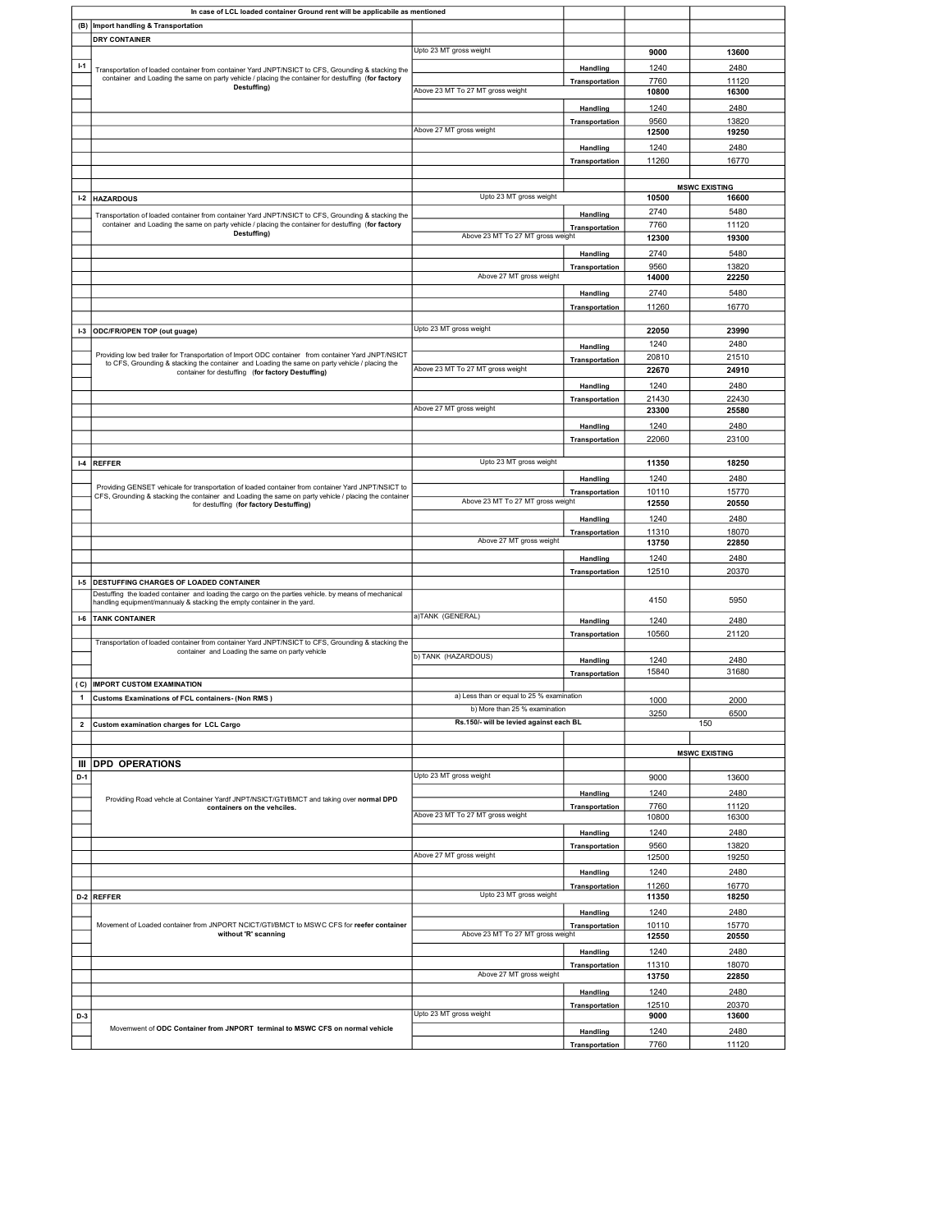| | In case of LCL loaded container Ground rent will be applicabile as mentioned | | | | |
|---|---|---|---|---|---|
| (B) | Import handling & Transportation | | | | |
| | DRY CONTAINER | | | | |
| | | Upto 23 MT gross weight | | **9000** | **13600** |
| I-1 | Transportation of loaded container from container Yard JNPT/NSICT to CFS, Grounding & stacking the container and Loading the same on party vehicle / placing the container for destuffing (**for factory Destuffing)** | | **Handling** | 1240 | 2480 |
| | | | **Transportation** | 7760 | 11120 |
| | | Above 23 MT To 27 MT gross weight | | **10800** | **16300** |
| | | | **Handling** | 1240 | 2480 |
| | | | **Transportation** | 9560 | 13820 |
| | | Above 27 MT gross weight | | **12500** | **19250** |
| | | | **Handling** | 1240 | 2480 |
| | | | **Transportation** | 11260 | 16770 |
| | | | | | |
| | | | | **MSWC** | **EXISTING** |
| I-2 | **HAZARDOUS** | Upto 23 MT gross weight | | **10500** | **16600** |
| | Transportation of loaded container from container Yard JNPT/NSICT to CFS, Grounding & stacking the container and Loading the same on party vehicle / placing the container for destuffing (**for factory Destuffing)** | | **Handling** | 2740 | 5480 |
| | | | **Transportation** | 7760 | 11120 |
| | | Above 23 MT To 27 MT gross weight | | **12300** | **19300** |
| | | | **Handling** | 2740 | 5480 |
| | | | **Transportation** | 9560 | 13820 |
| | | Above 27 MT gross weight | | **14000** | **22250** |
| | | | **Handling** | 2740 | 5480 |
| | | | **Transportation** | 11260 | 16770 |
| | | | | | |
| I-3 | **ODC/FR/OPEN TOP (out guage)** | Upto 23 MT gross weight | | **22050** | **23990** |
| | Providing low bed trailer for Transportation of Import ODC container from container Yard JNPT/NSICT to CFS, Grounding & stacking the container and Loading the same on party vehicle / placing the container for destuffing (**for factory Destuffing)** | | **Handling** | 1240 | 2480 |
| | | | **Transportation** | 20810 | 21510 |
| | | Above 23 MT To 27 MT gross weight | | **22670** | **24910** |
| | | | **Handling** | 1240 | 2480 |
| | | | **Transportation** | 21430 | 22430 |
| | | Above 27 MT gross weight | | **23300** | **25580** |
| | | | **Handling** | 1240 | 2480 |
| | | | **Transportation** | 22060 | 23100 |
| | | | | | |
| I-4 | **REFFER** | Upto 23 MT gross weight | | **11350** | **18250** |
| | Providing GENSET vehicale for transportation of loaded container from container Yard JNPT/NSICT to CFS, Grounding & stacking the container and Loading the same on party vehicle / placing the container for destuffing (**for factory Destuffing)** | | **Handling** | 1240 | 2480 |
| | | | **Transportation** | 10110 | 15770 |
| | | Above 23 MT To 27 MT gross weight | | **12550** | **20550** |
| | | | **Handling** | 1240 | 2480 |
| | | | **Transportation** | 11310 | 18070 |
| | | Above 27 MT gross weight | | **13750** | **22850** |
| | | | **Handling** | 1240 | 2480 |
| | | | **Transportation** | 12510 | 20370 |
| I-5 | **DESTUFFING CHARGES OF LOADED CONTAINER** | | | | |
| | Destuffing the loaded container and loading the cargo on the parties vehicle. by means of mechanical handling equipment/mannualy & stacking the empty container in the yard. | | | 4150 | 5950 |
| I-6 | **TANK CONTAINER** | a)TANK (GENERAL) | **Handling** | 1240 | 2480 |
| | | | **Transportation** | 10560 | 21120 |
| | Transportation of loaded container from container Yard JNPT/NSICT to CFS, Grounding & stacking the container and Loading the same on party vehicle | | | | |
| | | b) TANK (HAZARDOUS) | **Handling** | 1240 | 2480 |
| | | | **Transportation** | 15840 | 31680 |
| ( C) | **IMPORT CUSTOM EXAMINATION** | | | | |
| 1 | **Customs Examinations of FCL containers- (Non RMS )** | a) Less than or equal to 25 % examination | | 1000 | 2000 |
| | | b) More than 25 % examination | | 3250 | 6500 |
| 2 | **Custom examination charges for LCL Cargo** | **Rs.150/- will be levied against each BL** | | | 150 |
| | | | | | |
| | | | | **MSWC** | **EXISTING** |
| **III** | **DPD OPERATIONS** | | | | |
| D-1 | | Upto 23 MT gross weight | | 9000 | 13600 |
| | Providing Road vehcle at Container Yardf JNPT/NSICT/GTI/BMCT and taking over **normal DPD containers on the vehciles.** | | **Handling** | 1240 | 2480 |
| | | | **Transportation** | 7760 | 11120 |
| | | Above 23 MT To 27 MT gross weight | | 10800 | 16300 |
| | | | **Handling** | 1240 | 2480 |
| | | | **Transportation** | 9560 | 13820 |
| | | Above 27 MT gross weight | | 12500 | 19250 |
| | | | **Handling** | 1240 | 2480 |
| | | | **Transportation** | 11260 | 16770 |
| D-2 | **REFFER** | Upto 23 MT gross weight | | **11350** | **18250** |
| | Movement of Loaded container from JNPORT NCICT/GTI/BMCT to MSWC CFS for **reefer container without 'R' scanning** | | **Handling** | 1240 | 2480 |
| | | | **Transportation** | 10110 | 15770 |
| | | Above 23 MT To 27 MT gross weight | | **12550** | **20550** |
| | | | **Handling** | 1240 | 2480 |
| | | | **Transportation** | 11310 | 18070 |
| | | Above 27 MT gross weight | | **13750** | **22850** |
| | | | **Handling** | 1240 | 2480 |
| | | | **Transportation** | 12510 | 20370 |
| D-3 | | Upto 23 MT gross weight | | **9000** | **13600** |
| | Movemwent of **ODC Container from JNPORT terminal to MSWC CFS** on normal vehicle | | **Handling** | 1240 | 2480 |
| | | | **Transportation** | 7760 | 11120 |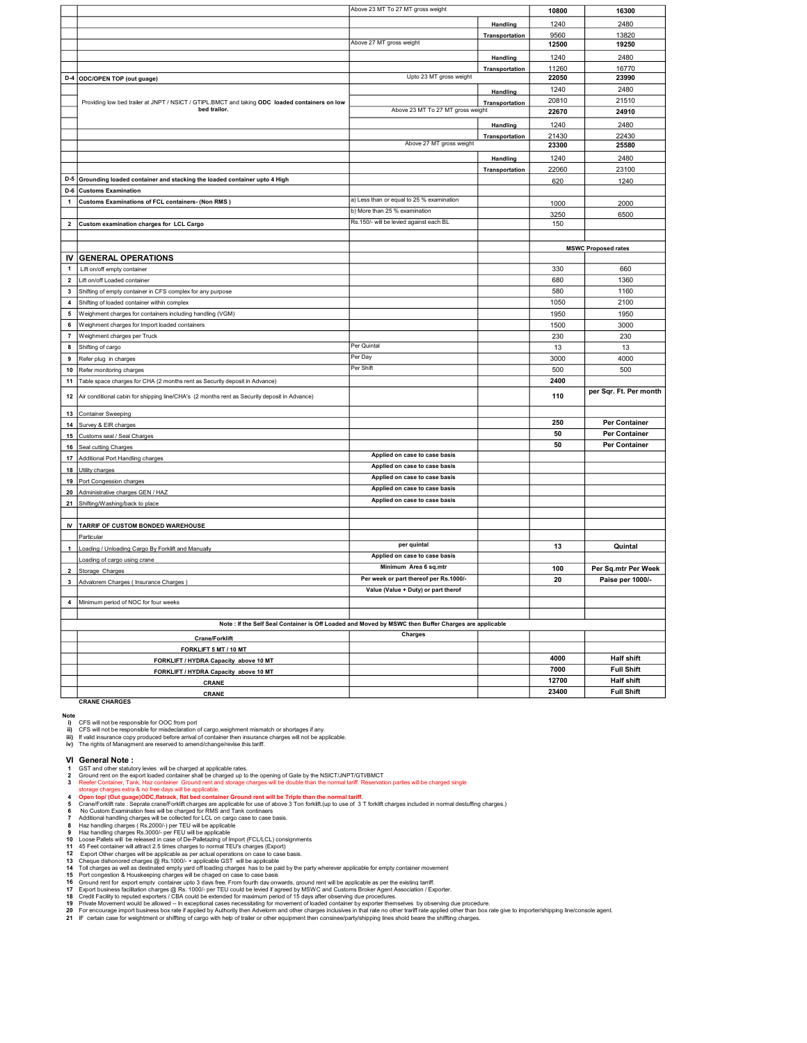| | | | | | |
|---|---|---|---|---|---|
| | | Above 23 MT To 27 MT gross weight | | **10800** | **16300** |
| | | | **Handling** | 1240 | 2480 |
| | | | **Transportation** | 9560 | 13820 |
| | | Above 27 MT gross weight | | **12500** | **19250** |
| | | | **Handling** | 1240 | 2480 |
| | | | **Transportation** | 11260 | 16770 |
| **D-4** | **ODC/OPEN TOP (out guage)** | Upto 23 MT gross weight | | **22050** | **23990** |
| | Providing low bed trailer at JNPT / NSICT / GTIPL.BMCT and taking **ODC** loaded containers on low bed trailor. | | **Handling** | 1240 | 2480 |
| | | | **Transportation** | 20810 | 21510 |
| | | Above 23 MT To 27 MT gross weight | | **22670** | **24910** |
| | | | **Handling** | 1240 | 2480 |
| | | | **Transportation** | 21430 | 22430 |
| | | Above 27 MT gross weight | | **23300** | **25580** |
| | | | **Handling** | 1240 | 2480 |
| | | | **Transportation** | 22060 | 23100 |
| **D-5** | **Grounding loaded container and stacking the loaded container upto 4 High** | | | 620 | 1240 |
| **D-6** | **Customs Examination** | | | | |
| **1** | **Customs Examinations of FCL containers- (Non RMS )** | a) Less than or equal to 25 % examination | | 1000 | 2000 |
| | | b) More than 25 % examination | | 3250 | 6500 |
| **2** | **Custom examination charges for LCL Cargo** | Rs.150/- will be levied against each BL | | 150 | |
| | | | | | |
| | | | | | **MSWC Proposed rates** |
| **IV** | **GENERAL OPERATIONS** | | | | |
| **1** | Lift on/off empty container | | | 330 | 660 |
| **2** | Lift on/off Loaded container | | | 680 | 1360 |
| **3** | Shifting of empty container in CFS complex for any purpose | | | 580 | 1160 |
| **4** | Shifting of loaded container within complex | | | 1050 | 2100 |
| **5** | Weighment charges for containers including handling (VGM) | | | 1950 | 1950 |
| **6** | Weighment charges for Import loaded containers | | | 1500 | 3000 |
| **7** | Weighment charges per Truck | | | 230 | 230 |
| **8** | Shifting of cargo | Per Quintal | | 13 | 13 |
| **9** | Refer plug in charges | Per Day | | 3000 | 4000 |
| **10** | Refer monitoring charges | Per Shift | | 500 | 500 |
| **11** | Table space charges for CHA (2 months rent as Security deposit in Advance) | | | **2400** | |
| **12** | Air conditional cabin for shipping line/CHA's (2 months rent as Security deposit in Advance) | | | **110** | **per Sqr. Ft. Per month** |
| **13** | Container Sweeping | | | | |
| **14** | Survey & EIR charges | | | **250** | **Per Container** |
| **15** | Customs seal / Seal Charges | | | **50** | **Per Container** |
| **16** | Seal cutting Charges | | | **50** | **Per Container** |
| **17** | Additional Port Handling charges | **Applied on case to case basis** | | | |
| **18** | Utility charges | **Applied on case to case basis** | | | |
| **19** | Port Congestion charges | **Applied on case to case basis** | | | |
| **20** | Administrative charges GEN / HAZ | **Applied on case to case basis** | | | |
| **21** | Shifting/Washing/back to place | **Applied on case to case basis** | | | |
| | | | | | |
| **IV** | **TARRIF OF CUSTOM BONDED WAREHOUSE** | | | | |
| | Particular | | | | |
| **1** | Loading / Unloading Cargo By Forklift and Manually | **per quintal** | | **13** | **Quintal** |
| | Loading of cargo using crane | **Applied on case to case basis** | | | |
| **2** | Storage Charges | **Minimum Area 6 sq.mtr** | | **100** | **Per Sq.mtr Per Week** |
| **3** | Advalorem Charges ( Insurance Charges ) | **Per week or part thereof per Rs.1000/-** | | **20** | **Paise per 1000/-** |
| | | **Value (Value + Duty) or part therof** | | | |
| **4** | Minimum period of NOC for four weeks | | | | |
| | | | | | |
| | **Note : If the Self Seal Container is Off Loaded and Moved by MSWC then Buffer Charges are applicable** | | | | |
| | **Crane/Forklift** | **Charges** | | | |
| | **FORKLIFT 5 MT / 10 MT** | | | | |
| | **FORKLIFT / HYDRA Capacity above 10 MT** | | | **4000** | **Half shift** |
| | **FORKLIFT / HYDRA Capacity above 10 MT** | | | **7000** | **Full Shift** |
| | **CRANE** | | | **12700** | **Half shift** |
| | **CRANE** | | | **23400** | **Full Shift** |

**CRANE CHARGES**

**Note**

i) CFS will not be responsible for OOC from port
ii) CFS will not be responsible for misdeclaration of cargo,weighment mismatch or shortages if any.
iii) If valid insurance copy produced before arrival of container then insurance charges will not be applicable.
iv) The rights of Managment are reserved to amend/change/revise this tariff.

## VI General Note :

1. GST and other statutory levies will be charged at applicable rates.
2. Ground rent on the export loaded container shall be charged up to the opening of Gate by the NSICT/JNPT/GTI/BMCT
3. Reefer Container, Tank, Haz container Ground rent and storage charges will be double than the normal tariff. Reservation parties will be charged single storage charges extra & no free days will be applicable.
4. **Open top/ (Out guage)ODC,flatrack, flat bed container Ground rent will be Triple than the normal tariff.**
5. Crane/Forklift rate : Seprate crane/Forklift charges are applicable for use of above 3 Ton forklift.(up to use of 3 T forklift charges included in normal destuffing charges.)
6. No Custom Examination fees will be charged for RMS and Tank continaers
7. Additional handling charges will be collected for LCL on cargo case to case basis.
8. Haz handling charges ( Rs.2000/-) per TEU will be applicable
9. Haz handling charges Rs.3000/- per FEU will be applicable
10. Loose Pallets will be released in case of De-Palletazing of Import (FCL/LCL) consignments
11. 45 Feet container will attract 2.5 times charges to normal TEU's charges (Export)
12. Export Other charges will be applicable as per actual operations on case to case basis.
13. Cheque dishonored charges @ Rs.1000/- + applicable GST will be applicable
14. Toll charges as well as destinated empty yard off loading charges has to be paid by the party wherever applicable for empty container movement
15. Port congestion & Housekeeping charges will be chaged on case to case basis
16. Ground rent for export empty container upto 3 days free. From fourth day onwards, ground rent will be applicable as per the existing tarriff.
17. Export business facilitation charges @ Rs. 1000/- per TEU could be levied if agreed by MSWC and Customs Broker Agent Association / Exporter.
18. Credit Facility to reputed exporters / CBA could be extended for maximum period of 15 days after observing due procedures.
19. Private Movement would be allowed -- In exceptional cases necessitating for movement of loaded container by exporter themselves by observing due procedure.
20. For encourage import business box rate if applied by Authority then Advelorm and other charges inclusives in that rate no other tariff rate applied other than box rate give to importer/shipping line/console agent.
21. IF certain case for weightment or shiffting of cargo with help of trailer or other equipment then consinee/party/shipping lines shold beare the shiffting charges.